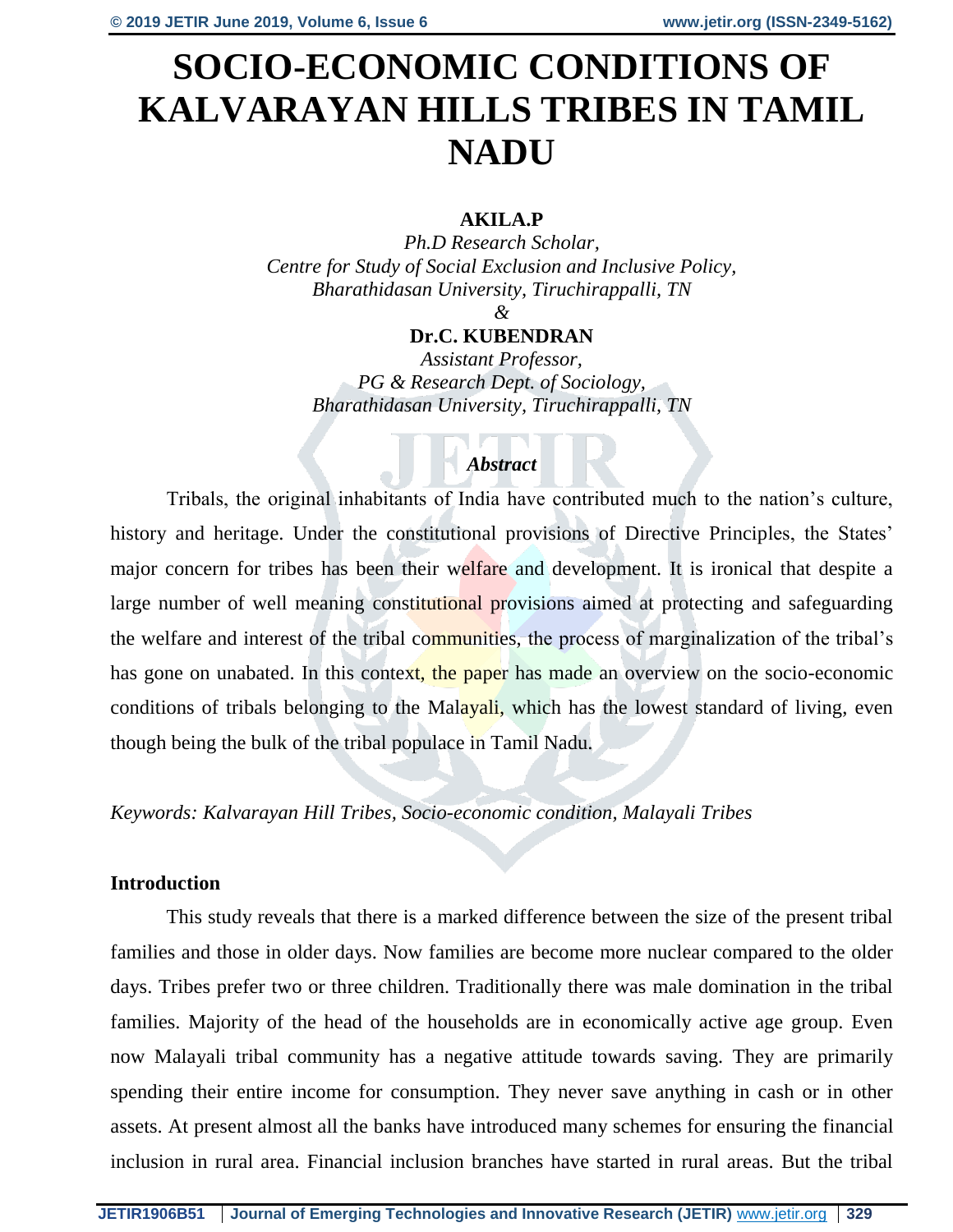# SOCIO-ECONOMIC CONDITIONS OF KALVARAYAN HILLS TRIBES IN TAMIL NADU

**AKILA.P**

*Ph.D Research Scholar,*
*Centre for Study of Social Exclusion and Inclusive Policy,*
*Bharathidasan University, Tiruchirappalli, TN*

*&*

**Dr.C. KUBENDRAN**

*Assistant Professor,*
*PG & Research Dept. of Sociology,*
*Bharathidasan University, Tiruchirappalli, TN*

## *Abstract*

Tribals, the original inhabitants of India have contributed much to the nation's culture, history and heritage. Under the constitutional provisions of Directive Principles, the States' major concern for tribes has been their welfare and development. It is ironical that despite a large number of well meaning constitutional provisions aimed at protecting and safeguarding the welfare and interest of the tribal communities, the process of marginalization of the tribal's has gone on unabated. In this context, the paper has made an overview on the socio-economic conditions of tribals belonging to the Malayali, which has the lowest standard of living, even though being the bulk of the tribal populace in Tamil Nadu.

*Keywords: Kalvarayan Hill Tribes, Socio-economic condition, Malayali Tribes*

## Introduction

This study reveals that there is a marked difference between the size of the present tribal families and those in older days. Now families are become more nuclear compared to the older days. Tribes prefer two or three children. Traditionally there was male domination in the tribal families. Majority of the head of the households are in economically active age group. Even now Malayali tribal community has a negative attitude towards saving. They are primarily spending their entire income for consumption. They never save anything in cash or in other assets. At present almost all the banks have introduced many schemes for ensuring the financial inclusion in rural area. Financial inclusion branches have started in rural areas. But the tribal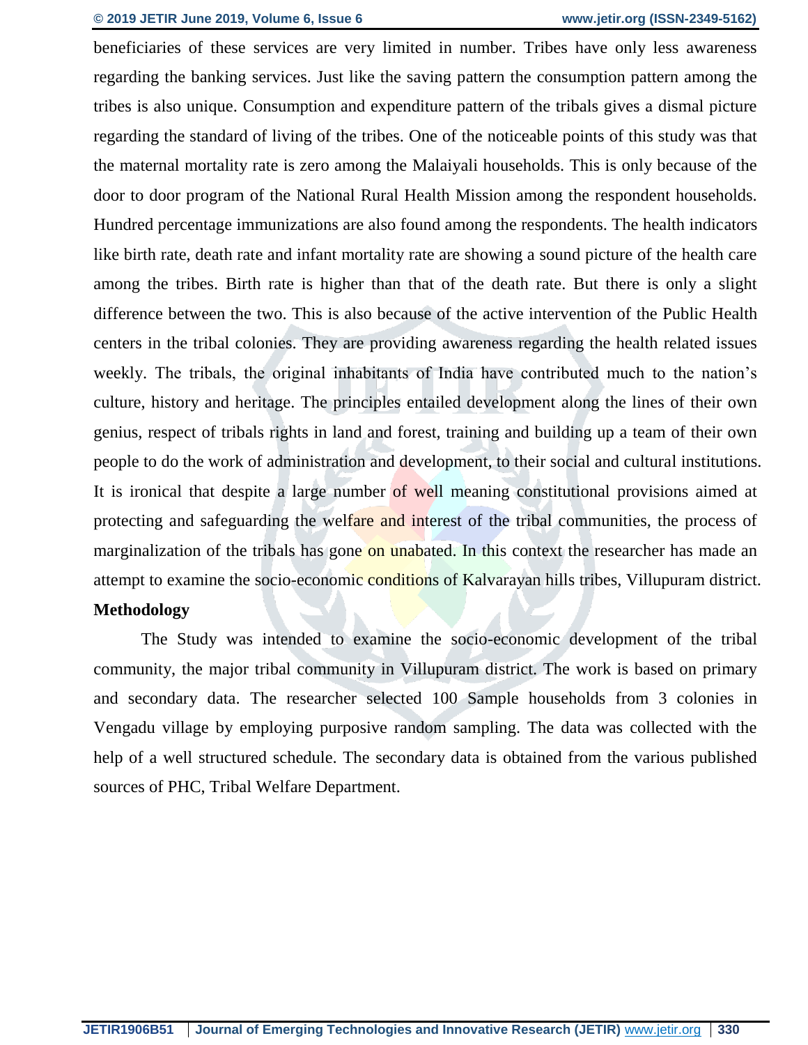beneficiaries of these services are very limited in number. Tribes have only less awareness regarding the banking services. Just like the saving pattern the consumption pattern among the tribes is also unique. Consumption and expenditure pattern of the tribals gives a dismal picture regarding the standard of living of the tribes. One of the noticeable points of this study was that the maternal mortality rate is zero among the Malaiyali households. This is only because of the door to door program of the National Rural Health Mission among the respondent households. Hundred percentage immunizations are also found among the respondents. The health indicators like birth rate, death rate and infant mortality rate are showing a sound picture of the health care among the tribes. Birth rate is higher than that of the death rate. But there is only a slight difference between the two. This is also because of the active intervention of the Public Health centers in the tribal colonies. They are providing awareness regarding the health related issues weekly. The tribals, the original inhabitants of India have contributed much to the nation's culture, history and heritage. The principles entailed development along the lines of their own genius, respect of tribals rights in land and forest, training and building up a team of their own people to do the work of administration and development, to their social and cultural institutions. It is ironical that despite a large number of well meaning constitutional provisions aimed at protecting and safeguarding the welfare and interest of the tribal communities, the process of marginalization of the tribals has gone on unabated. In this context the researcher has made an attempt to examine the socio-economic conditions of Kalvarayan hills tribes, Villupuram district.

**Methodology**

The Study was intended to examine the socio-economic development of the tribal community, the major tribal community in Villupuram district. The work is based on primary and secondary data. The researcher selected 100 Sample households from 3 colonies in Vengadu village by employing purposive random sampling. The data was collected with the help of a well structured schedule. The secondary data is obtained from the various published sources of PHC, Tribal Welfare Department.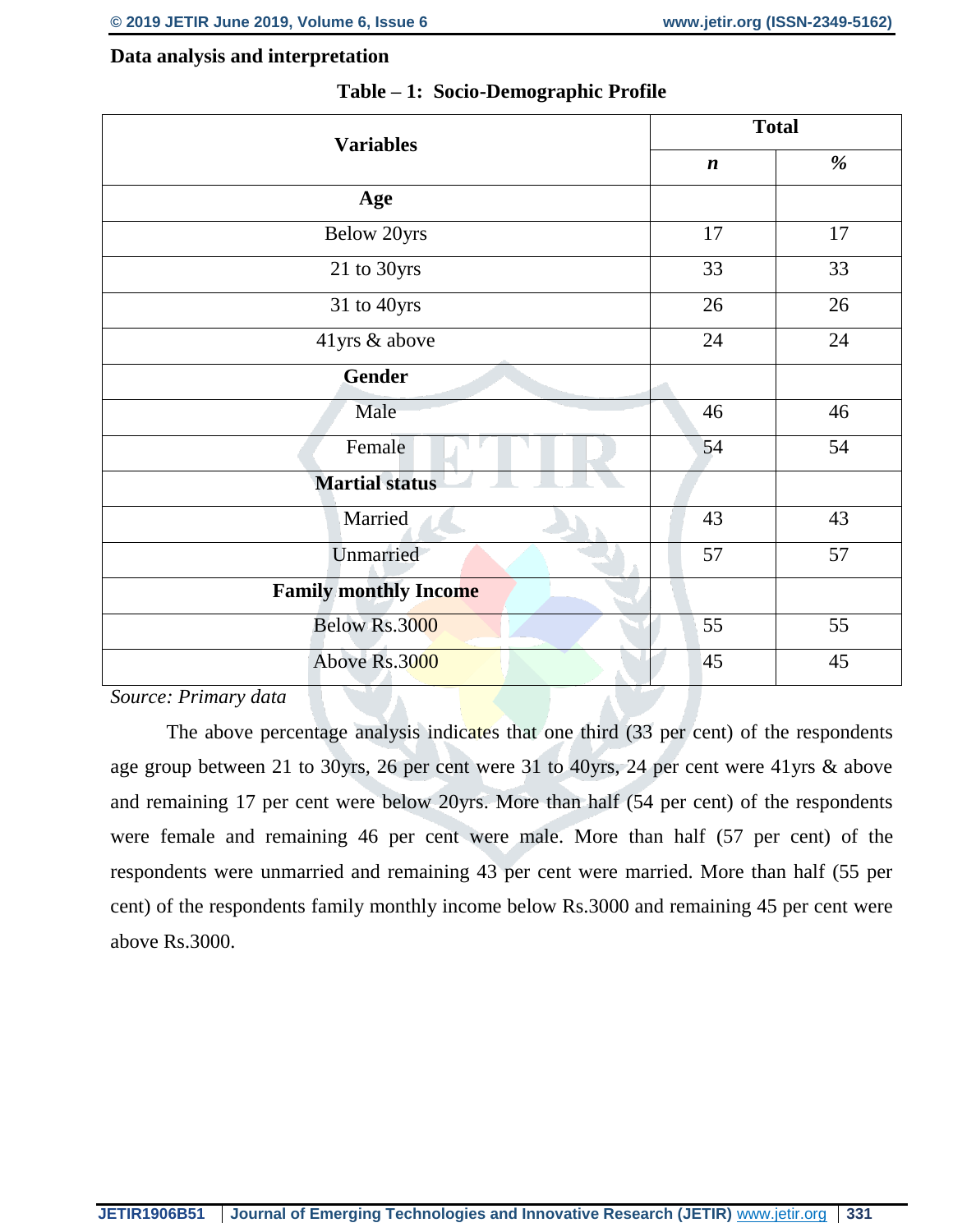**Data analysis and interpretation**

**Table – 1: Socio-Demographic Profile**

| Variables | Total | |
|---|---|---|
| | ***n*** | ***%*** |
| **Age** | | |
| Below 20yrs | 17 | 17 |
| 21 to 30yrs | 33 | 33 |
| 31 to 40yrs | 26 | 26 |
| 41yrs & above | 24 | 24 |
| **Gender** | | |
| Male | 46 | 46 |
| Female | 54 | 54 |
| **Martial status** | | |
| Married | 43 | 43 |
| Unmarried | 57 | 57 |
| **Family monthly Income** | | |
| Below Rs.3000 | 55 | 55 |
| Above Rs.3000 | 45 | 45 |

*Source: Primary data*

The above percentage analysis indicates that one third (33 per cent) of the respondents age group between 21 to 30yrs, 26 per cent were 31 to 40yrs, 24 per cent were 41yrs & above and remaining 17 per cent were below 20yrs. More than half (54 per cent) of the respondents were female and remaining 46 per cent were male. More than half (57 per cent) of the respondents were unmarried and remaining 43 per cent were married. More than half (55 per cent) of the respondents family monthly income below Rs.3000 and remaining 45 per cent were above Rs.3000.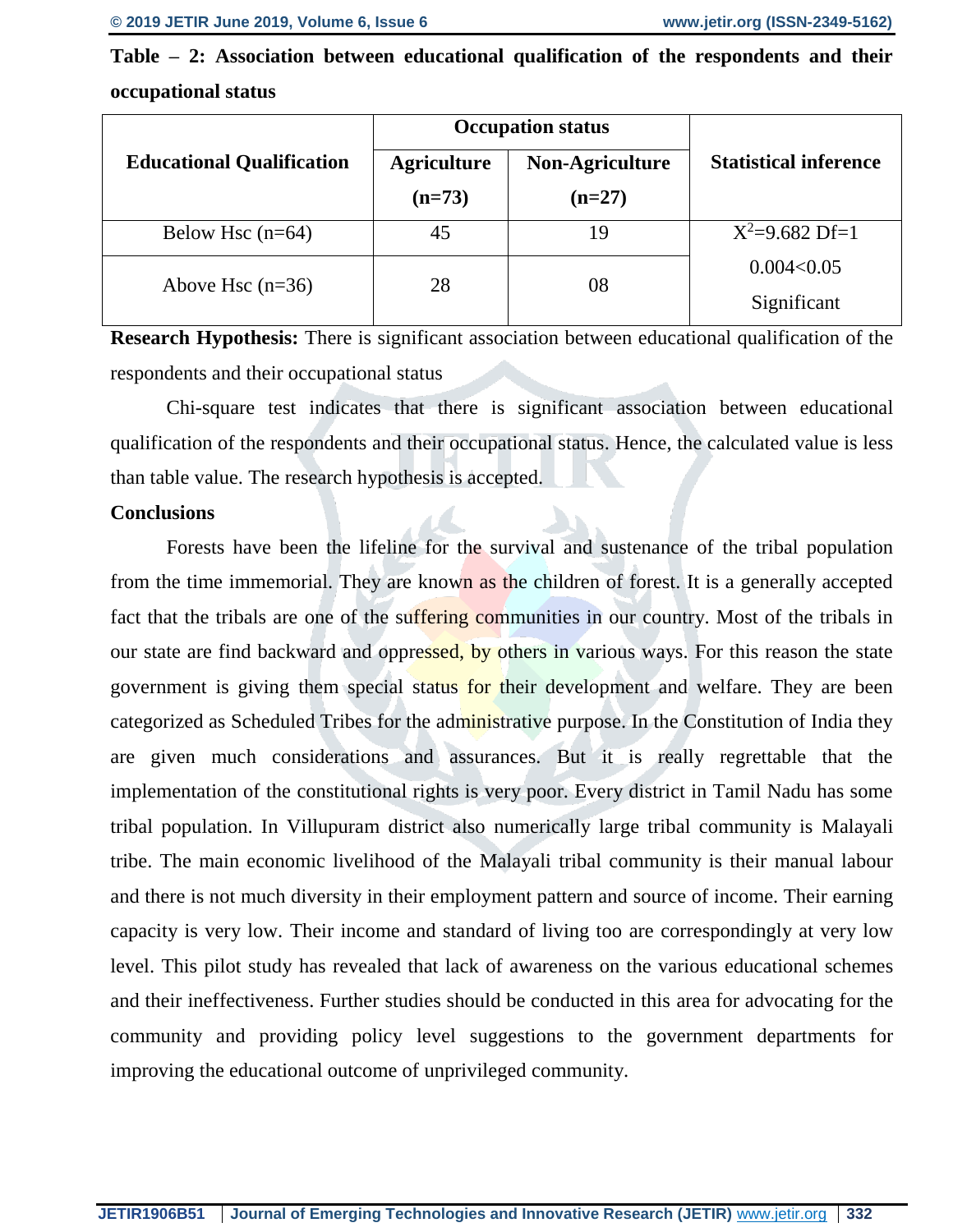**Table – 2: Association between educational qualification of the respondents and their occupational status**

| Educational Qualification | Occupation status | | Statistical inference |
|---|---|---|---|
| | Agriculture (n=73) | Non-Agriculture (n=27) | |
| Below Hsc (n=64) | 45 | 19 | $X^2$=9.682 Df=1 |
| Above Hsc (n=36) | 28 | 08 | 0.004<0.05 Significant |

**Research Hypothesis:** There is significant association between educational qualification of the respondents and their occupational status

Chi-square test indicates that there is significant association between educational qualification of the respondents and their occupational status. Hence, the calculated value is less than table value. The research hypothesis is accepted.

**Conclusions**

Forests have been the lifeline for the survival and sustenance of the tribal population from the time immemorial. They are known as the children of forest. It is a generally accepted fact that the tribals are one of the suffering communities in our country. Most of the tribals in our state are find backward and oppressed, by others in various ways. For this reason the state government is giving them special status for their development and welfare. They are been categorized as Scheduled Tribes for the administrative purpose. In the Constitution of India they are given much considerations and assurances. But it is really regrettable that the implementation of the constitutional rights is very poor. Every district in Tamil Nadu has some tribal population. In Villupuram district also numerically large tribal community is Malayali tribe. The main economic livelihood of the Malayali tribal community is their manual labour and there is not much diversity in their employment pattern and source of income. Their earning capacity is very low. Their income and standard of living too are correspondingly at very low level. This pilot study has revealed that lack of awareness on the various educational schemes and their ineffectiveness. Further studies should be conducted in this area for advocating for the community and providing policy level suggestions to the government departments for improving the educational outcome of unprivileged community.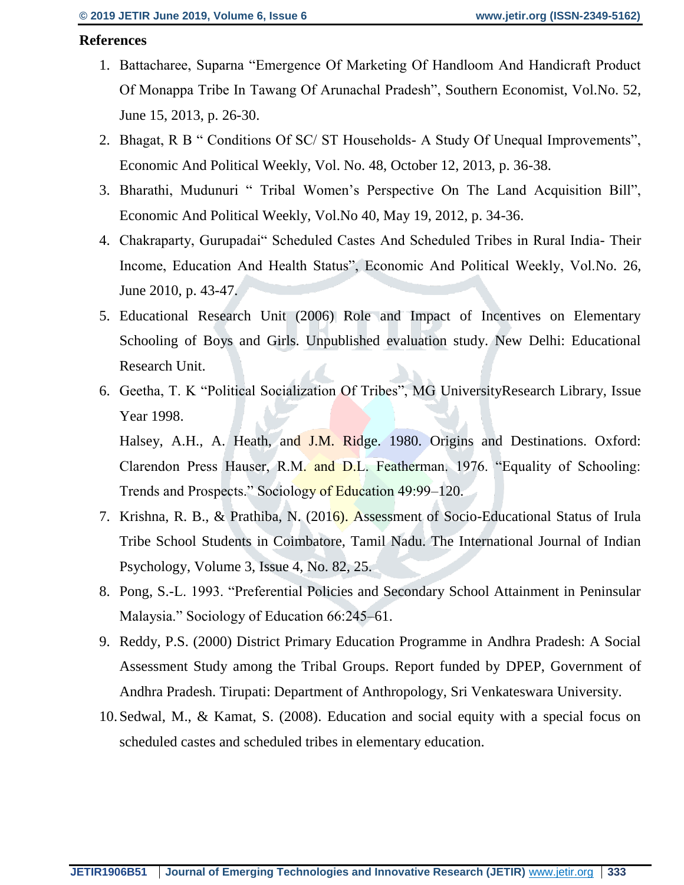**References**

1. Battacharee, Suparna “Emergence Of Marketing Of Handloom And Handicraft Product Of Monappa Tribe In Tawang Of Arunachal Pradesh”, Southern Economist, Vol.No. 52, June 15, 2013, p. 26-30.
2. Bhagat, R B “ Conditions Of SC/ ST Households- A Study Of Unequal Improvements”, Economic And Political Weekly, Vol. No. 48, October 12, 2013, p. 36-38.
3. Bharathi, Mudunuri “ Tribal Women’s Perspective On The Land Acquisition Bill”, Economic And Political Weekly, Vol.No 40, May 19, 2012, p. 34-36.
4. Chakraparty, Gurupadai“ Scheduled Castes And Scheduled Tribes in Rural India- Their Income, Education And Health Status”, Economic And Political Weekly, Vol.No. 26, June 2010, p. 43-47.
5. Educational Research Unit (2006) Role and Impact of Incentives on Elementary Schooling of Boys and Girls. Unpublished evaluation study. New Delhi: Educational Research Unit.
6. Geetha, T. K “Political Socialization Of Tribes”, MG UniversityResearch Library, Issue Year 1998.

   Halsey, A.H., A. Heath, and J.M. Ridge. 1980. Origins and Destinations. Oxford: Clarendon Press Hauser, R.M. and D.L. Featherman. 1976. “Equality of Schooling: Trends and Prospects.” Sociology of Education 49:99–120.
7. Krishna, R. B., & Prathiba, N. (2016). Assessment of Socio-Educational Status of Irula Tribe School Students in Coimbatore, Tamil Nadu. The International Journal of Indian Psychology, Volume 3, Issue 4, No. 82, 25.
8. Pong, S.-L. 1993. “Preferential Policies and Secondary School Attainment in Peninsular Malaysia.” Sociology of Education 66:245–61.
9. Reddy, P.S. (2000) District Primary Education Programme in Andhra Pradesh: A Social Assessment Study among the Tribal Groups. Report funded by DPEP, Government of Andhra Pradesh. Tirupati: Department of Anthropology, Sri Venkateswara University.
10. Sedwal, M., & Kamat, S. (2008). Education and social equity with a special focus on scheduled castes and scheduled tribes in elementary education.